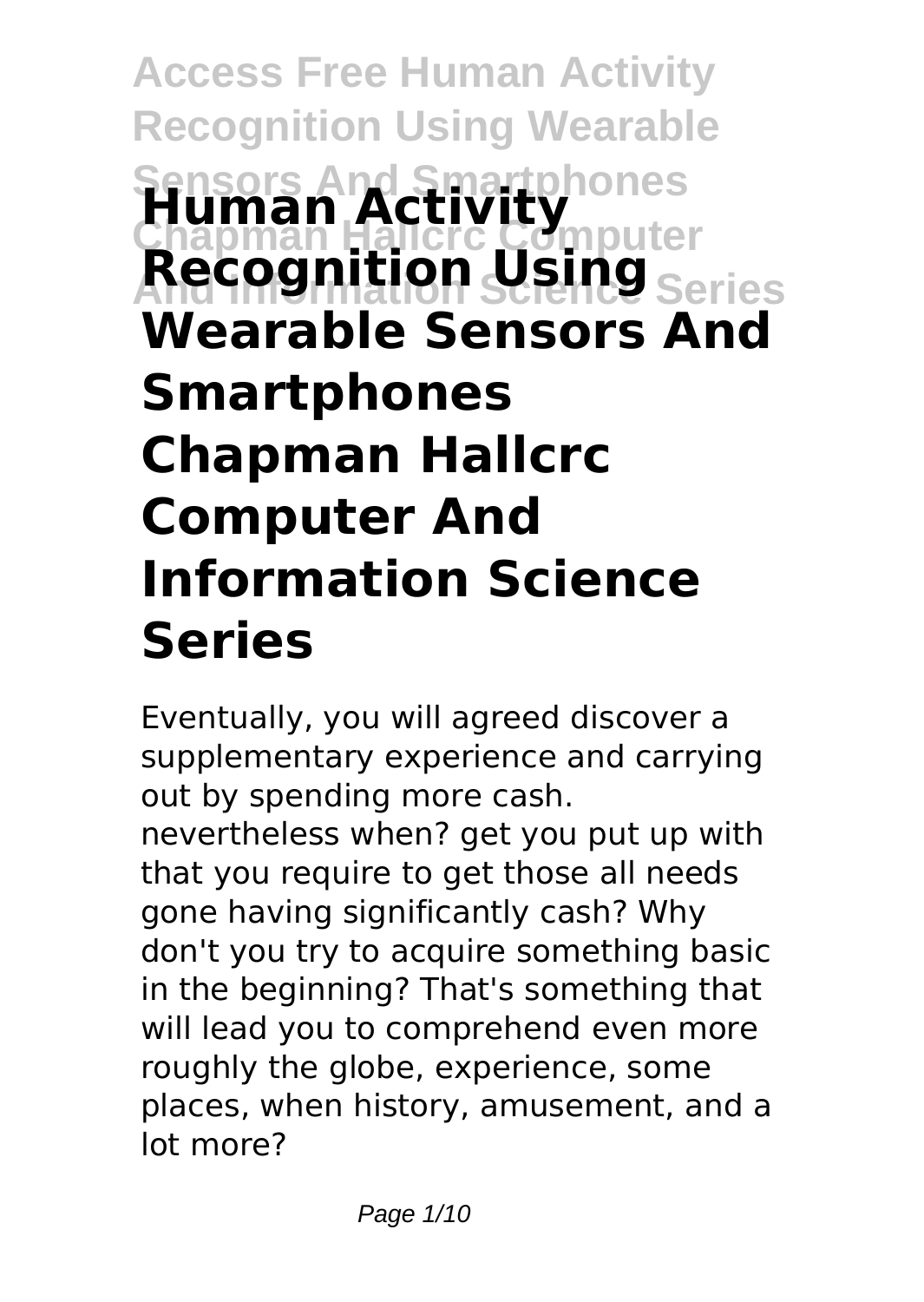# Human Activity Recognition Using Wearable Sensors And Smartphones Chapman Hallcrc Computer And Information Science Series

Eventually, you will agreed discover a supplementary experience and carrying out by spending more cash. nevertheless when? get you put up with that you require to get those all needs gone having significantly cash? Why don't you try to acquire something basic in the beginning? That's something that will lead you to comprehend even more roughly the globe, experience, some places, when history, amusement, and a lot more?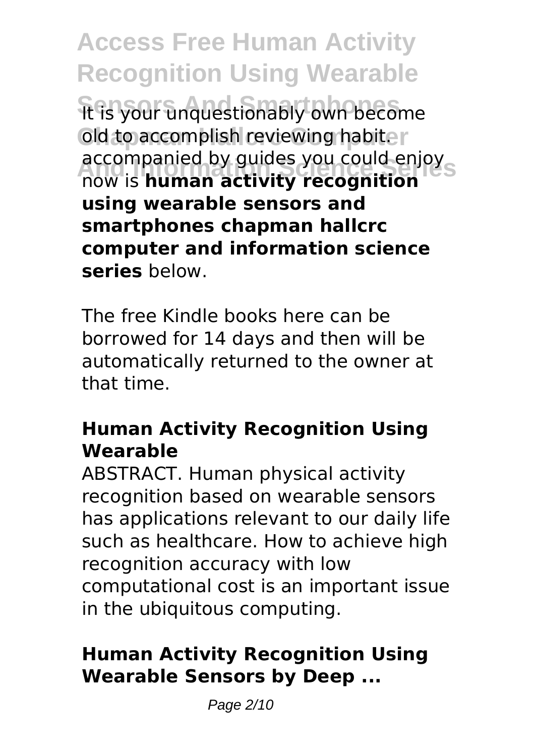It is your unquestionably own become old to accomplish reviewing habit. accompanied by guides you could enjoy now is **human activity recognition using wearable sensors and smartphones chapman hallcrc computer and information science series** below.

The free Kindle books here can be borrowed for 14 days and then will be automatically returned to the owner at that time.

### Human Activity Recognition Using Wearable

ABSTRACT. Human physical activity recognition based on wearable sensors has applications relevant to our daily life such as healthcare. How to achieve high recognition accuracy with low computational cost is an important issue in the ubiquitous computing.

### Human Activity Recognition Using Wearable Sensors by Deep ...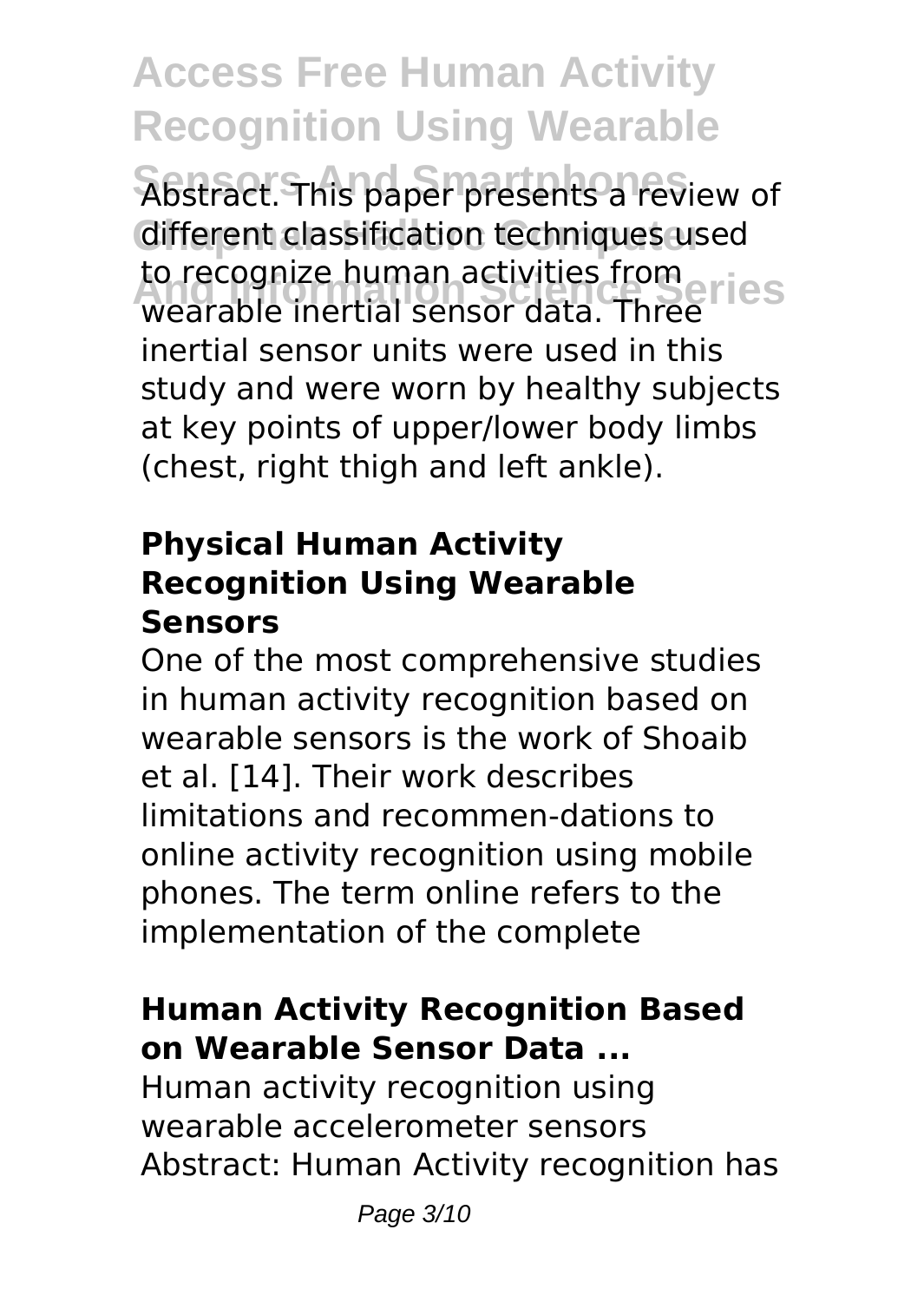Abstract. This paper presents a review of different classification techniques used to recognize human activities from wearable inertial sensor data. Three inertial sensor units were used in this study and were worn by healthy subjects at key points of upper/lower body limbs (chest, right thigh and left ankle).

### Physical Human Activity Recognition Using Wearable Sensors

One of the most comprehensive studies in human activity recognition based on wearable sensors is the work of Shoaib et al. [14]. Their work describes limitations and recommen-dations to online activity recognition using mobile phones. The term online refers to the implementation of the complete

### Human Activity Recognition Based on Wearable Sensor Data ...

Human activity recognition using wearable accelerometer sensors Abstract: Human Activity recognition has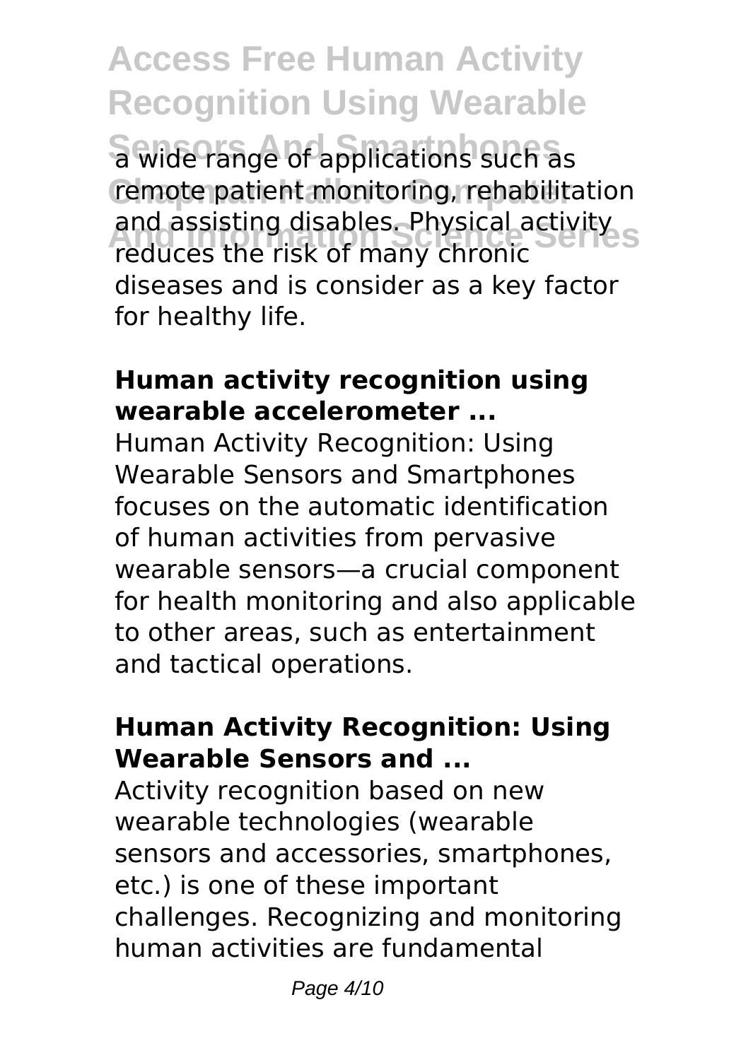a wide range of applications such as remote patient monitoring, rehabilitation and assisting disables. Physical activity reduces the risk of many chronic diseases and is consider as a key factor for healthy life.

### **Human activity recognition using wearable accelerometer ...**

Human Activity Recognition: Using Wearable Sensors and Smartphones focuses on the automatic identification of human activities from pervasive wearable sensors—a crucial component for health monitoring and also applicable to other areas, such as entertainment and tactical operations.

### **Human Activity Recognition: Using Wearable Sensors and ...**

Activity recognition based on new wearable technologies (wearable sensors and accessories, smartphones, etc.) is one of these important challenges. Recognizing and monitoring human activities are fundamental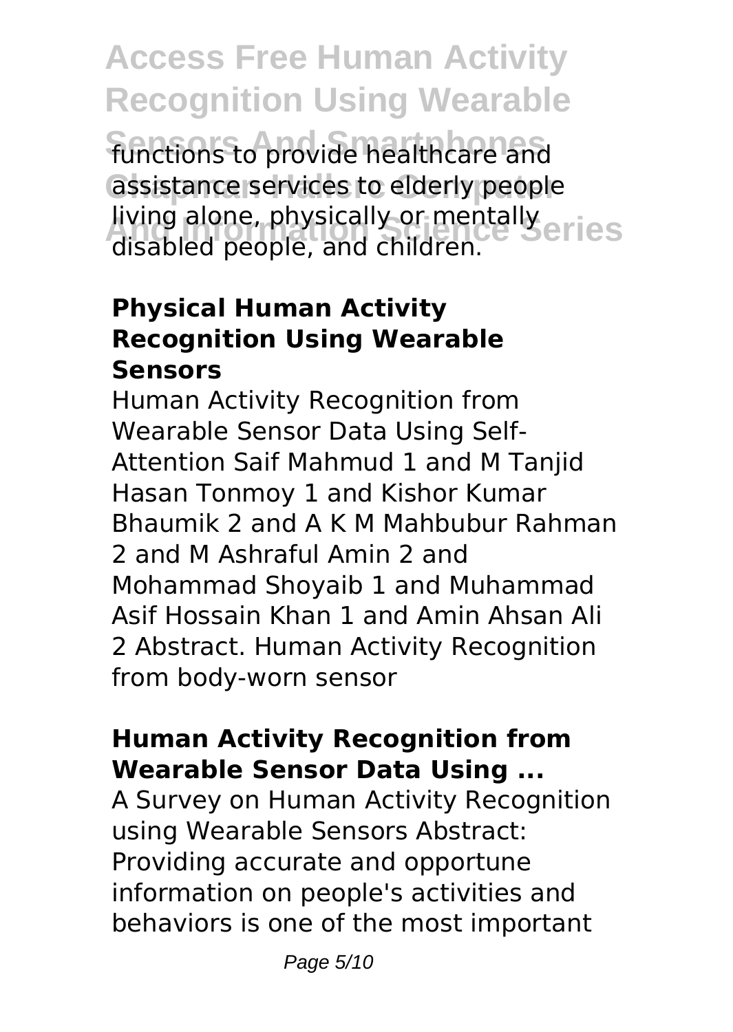functions to provide healthcare and assistance services to elderly people living alone, physically or mentally disabled people, and children.

### Physical Human Activity Recognition Using Wearable Sensors

Human Activity Recognition from Wearable Sensor Data Using Self-Attention Saif Mahmud 1 and M Tanjid Hasan Tonmoy 1 and Kishor Kumar Bhaumik 2 and A K M Mahbubur Rahman 2 and M Ashraful Amin 2 and Mohammad Shoyaib 1 and Muhammad Asif Hossain Khan 1 and Amin Ahsan Ali 2 Abstract. Human Activity Recognition from body-worn sensor

### Human Activity Recognition from Wearable Sensor Data Using ...

A Survey on Human Activity Recognition using Wearable Sensors Abstract: Providing accurate and opportune information on people's activities and behaviors is one of the most important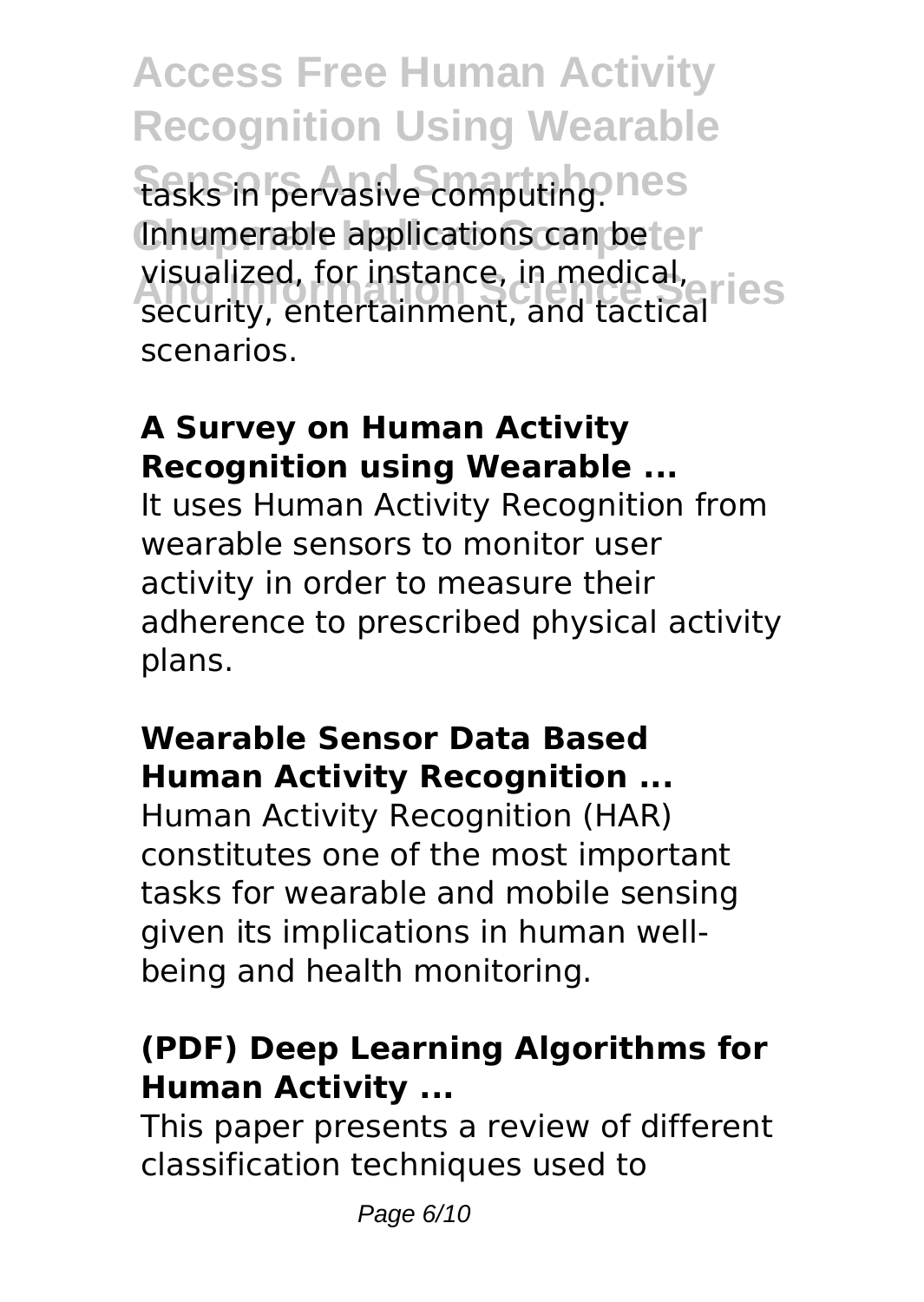tasks in pervasive computing. Innumerable applications can be visualized, for instance, in medical, security, entertainment, and tactical scenarios.

**A Survey on Human Activity Recognition using Wearable ...**

It uses Human Activity Recognition from wearable sensors to monitor user activity in order to measure their adherence to prescribed physical activity plans.

**Wearable Sensor Data Based Human Activity Recognition ...**

Human Activity Recognition (HAR) constitutes one of the most important tasks for wearable and mobile sensing given its implications in human well-being and health monitoring.

**(PDF) Deep Learning Algorithms for Human Activity ...**

This paper presents a review of different classification techniques used to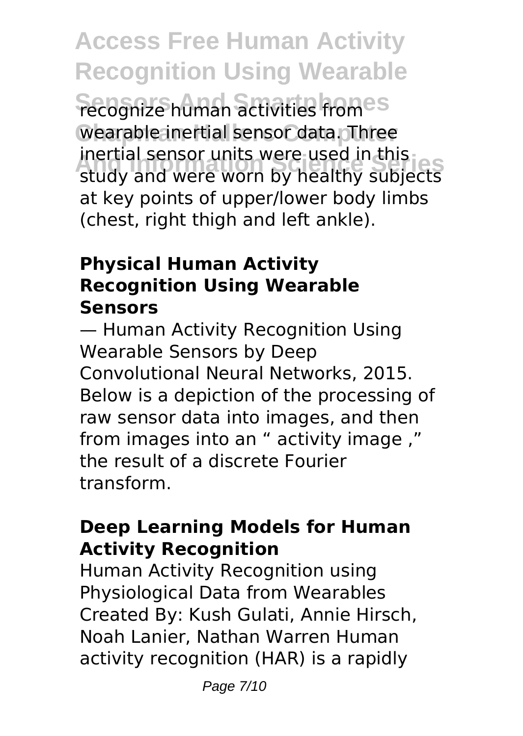recognize human activities from wearable inertial sensor data. Three inertial sensor units were used in this study and were worn by healthy subjects at key points of upper/lower body limbs (chest, right thigh and left ankle).

### **Physical Human Activity Recognition Using Wearable Sensors**

— Human Activity Recognition Using Wearable Sensors by Deep Convolutional Neural Networks, 2015. Below is a depiction of the processing of raw sensor data into images, and then from images into an " activity image ," the result of a discrete Fourier transform.

### **Deep Learning Models for Human Activity Recognition**

Human Activity Recognition using Physiological Data from Wearables Created By: Kush Gulati, Annie Hirsch, Noah Lanier, Nathan Warren Human activity recognition (HAR) is a rapidly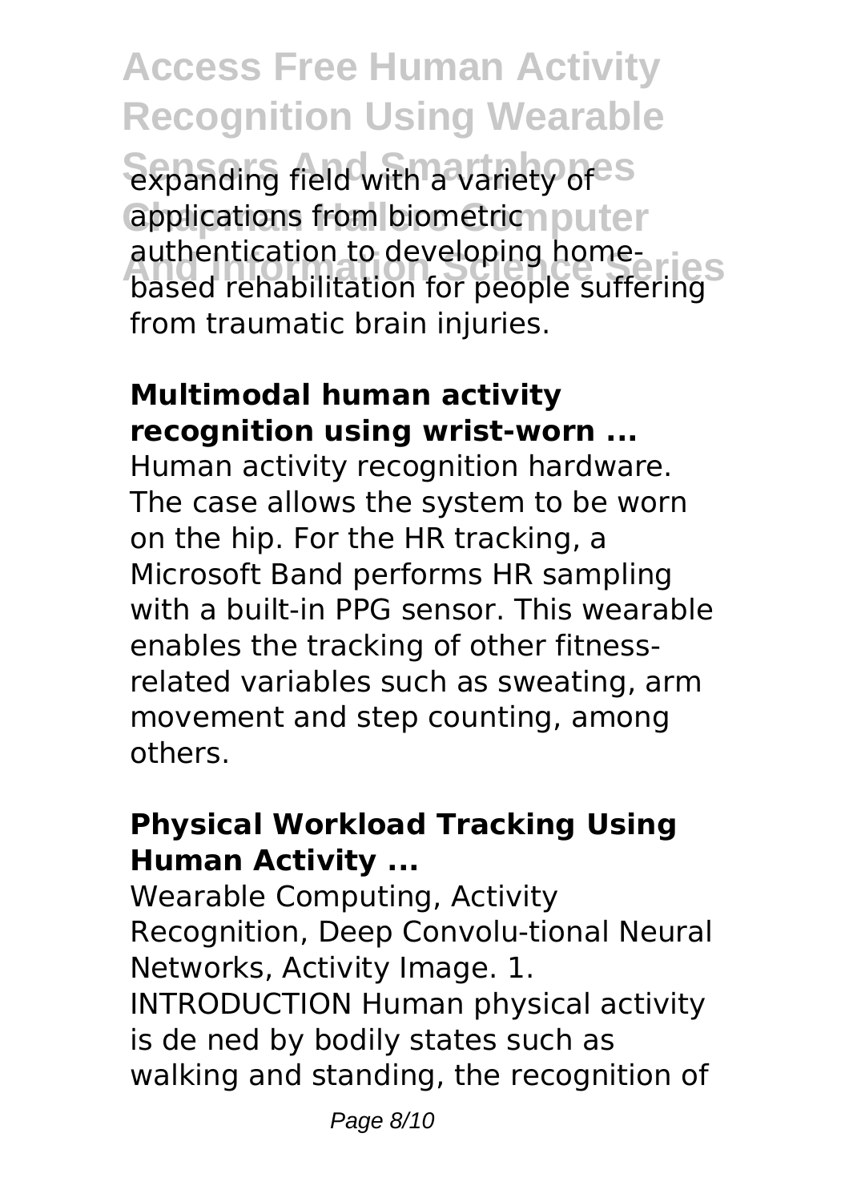expanding field with a variety of applications from biometric authentication to developing home-based rehabilitation for people suffering from traumatic brain injuries.

**Multimodal human activity recognition using wrist-worn ...**

Human activity recognition hardware. The case allows the system to be worn on the hip. For the HR tracking, a Microsoft Band performs HR sampling with a built-in PPG sensor. This wearable enables the tracking of other fitness-related variables such as sweating, arm movement and step counting, among others.

**Physical Workload Tracking Using Human Activity ...**

Wearable Computing, Activity Recognition, Deep Convolu-tional Neural Networks, Activity Image. 1. INTRODUCTION Human physical activity is de ned by bodily states such as walking and standing, the recognition of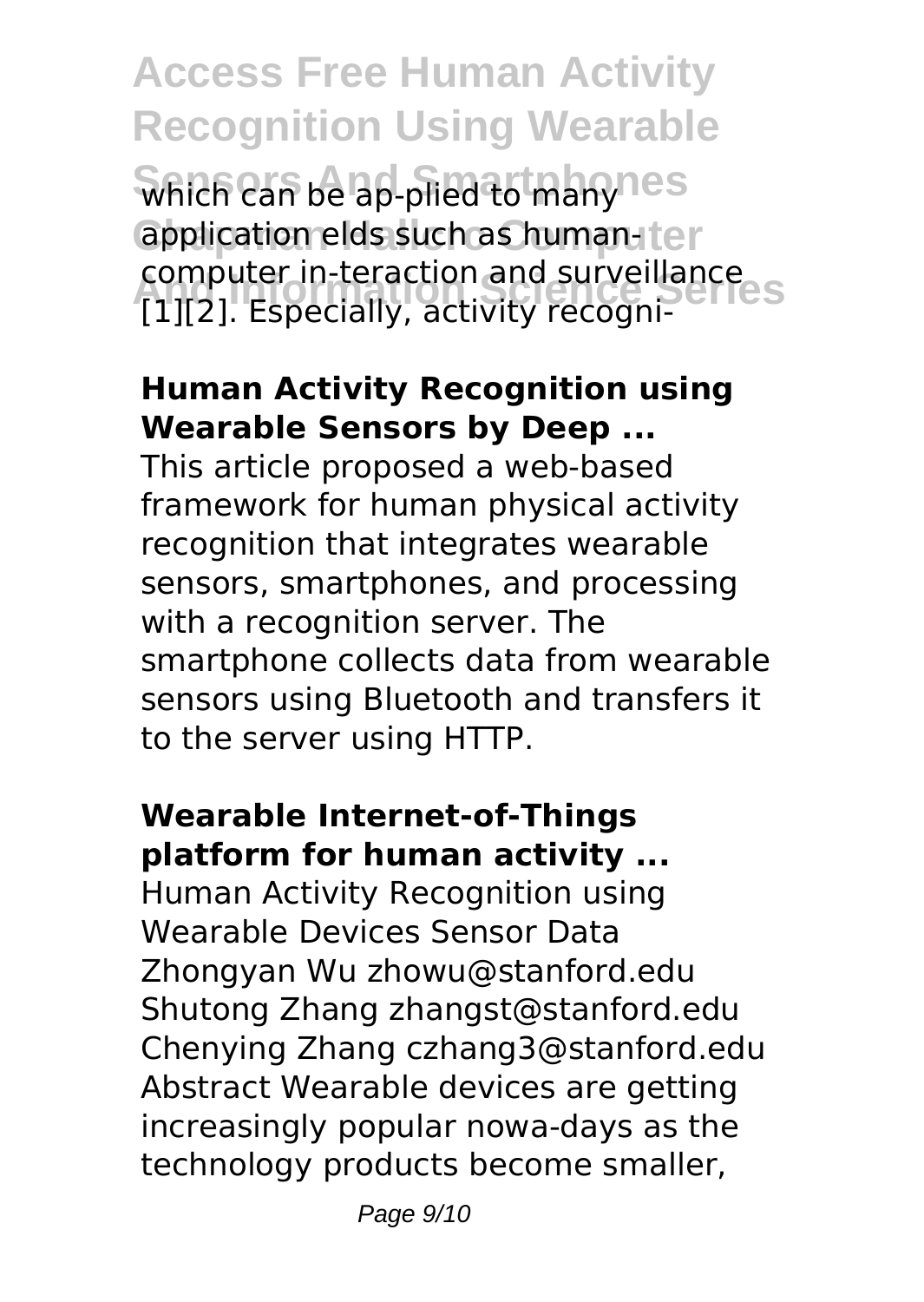which can be ap-plied to many application elds such as human-computer in-teraction and surveillance [1][2]. Especially, activity recogni-

**Human Activity Recognition using Wearable Sensors by Deep ...**

This article proposed a web-based framework for human physical activity recognition that integrates wearable sensors, smartphones, and processing with a recognition server. The smartphone collects data from wearable sensors using Bluetooth and transfers it to the server using HTTP.

**Wearable Internet-of-Things platform for human activity ...**

Human Activity Recognition using Wearable Devices Sensor Data Zhongyan Wu zhowu@stanford.edu Shutong Zhang zhangst@stanford.edu Chenying Zhang czhang3@stanford.edu Abstract Wearable devices are getting increasingly popular nowa-days as the technology products become smaller,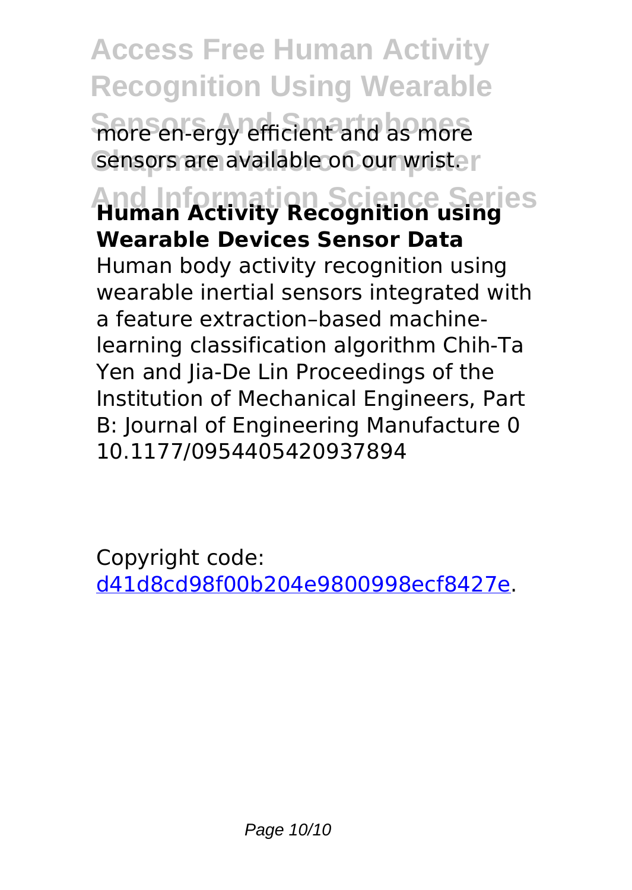more en-ergy efficient and as more sensors are available on our wrist.

**Human Activity Recognition using Wearable Devices Sensor Data**

Human body activity recognition using wearable inertial sensors integrated with a feature extraction–based machine-learning classification algorithm Chih-Ta Yen and Jia-De Lin Proceedings of the Institution of Mechanical Engineers, Part B: Journal of Engineering Manufacture 0 10.1177/0954405420937894

Copyright code: d41d8cd98f00b204e9800998ecf8427e.